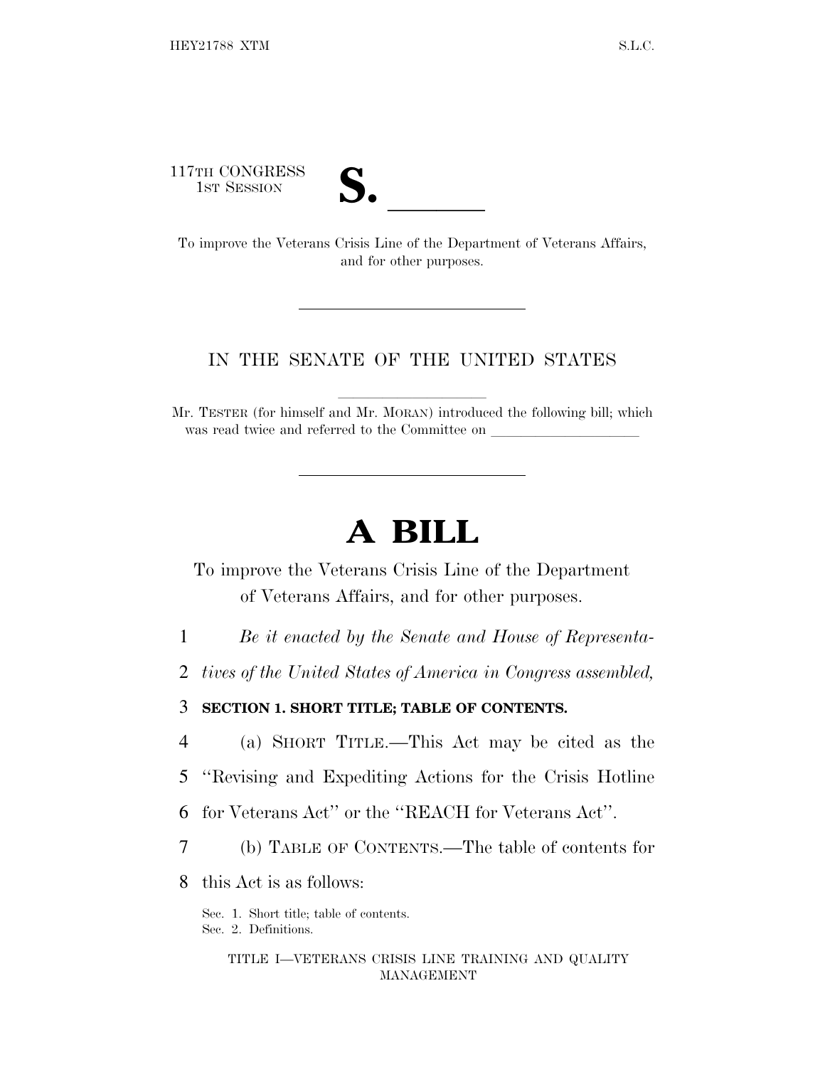117TH CONGRESS
1ST SESSION

# S. ______

To improve the Veterans Crisis Line of the Department of Veterans Affairs, and for other purposes.

---

IN THE SENATE OF THE UNITED STATES

Mr. TESTER (for himself and Mr. MORAN) introduced the following bill; which was read twice and referred to the Committee on ____________________

---

# A BILL

To improve the Veterans Crisis Line of the Department of Veterans Affairs, and for other purposes.

1 *Be it enacted by the Senate and House of Representa-*
2 *tives of the United States of America in Congress assembled,*

3 **SECTION 1. SHORT TITLE; TABLE OF CONTENTS.**

4 (a) SHORT TITLE.—This Act may be cited as the
5 ''Revising and Expediting Actions for the Crisis Hotline
6 for Veterans Act'' or the ''REACH for Veterans Act''.
7 (b) TABLE OF CONTENTS.—The table of contents for
8 this Act is as follows:

Sec. 1. Short title; table of contents.
Sec. 2. Definitions.

TITLE I—VETERANS CRISIS LINE TRAINING AND QUALITY MANAGEMENT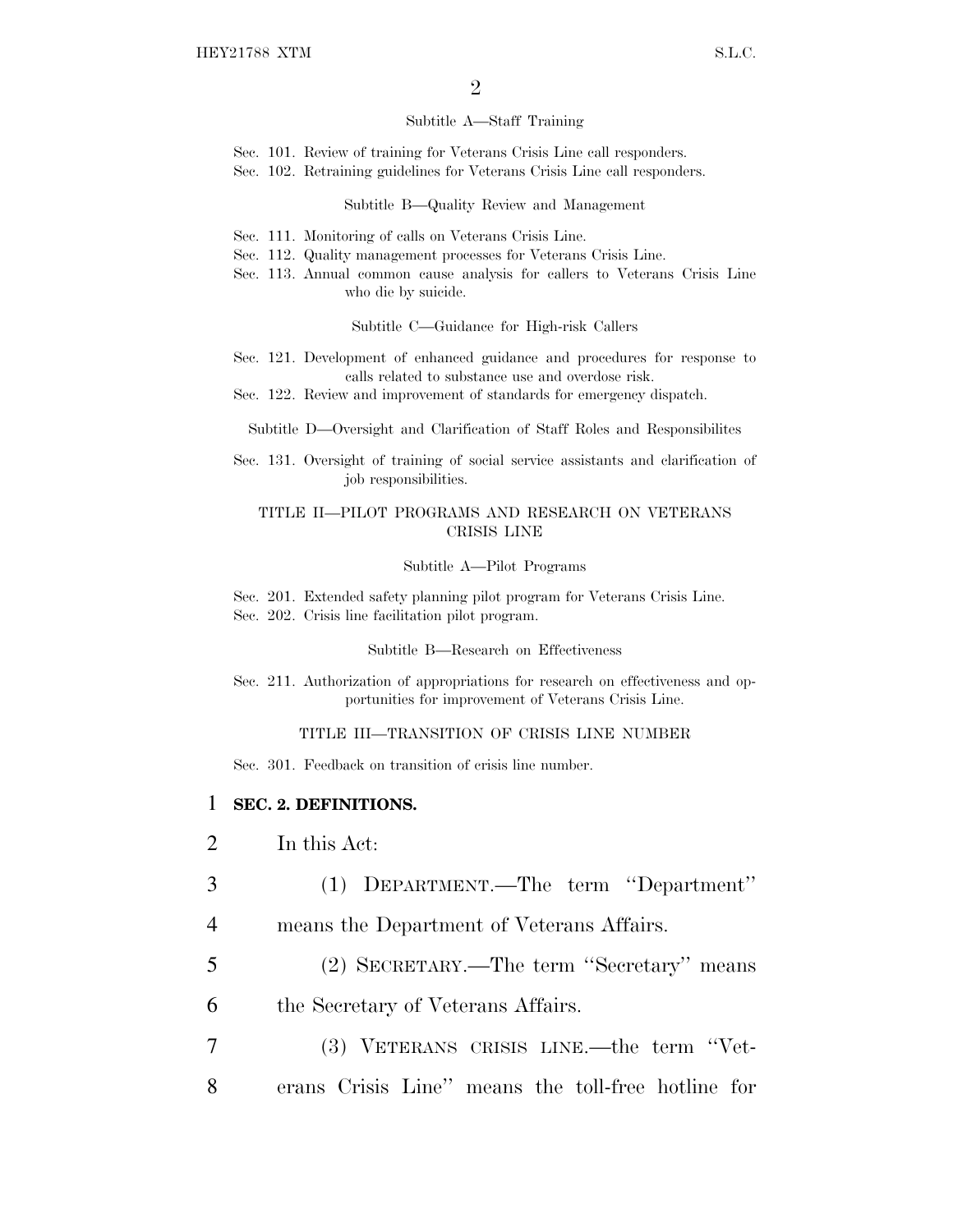Subtitle A—Staff Training

Sec. 101. Review of training for Veterans Crisis Line call responders.
Sec. 102. Retraining guidelines for Veterans Crisis Line call responders.

Subtitle B—Quality Review and Management

Sec. 111. Monitoring of calls on Veterans Crisis Line.
Sec. 112. Quality management processes for Veterans Crisis Line.
Sec. 113. Annual common cause analysis for callers to Veterans Crisis Line who die by suicide.

Subtitle C—Guidance for High-risk Callers

Sec. 121. Development of enhanced guidance and procedures for response to calls related to substance use and overdose risk.
Sec. 122. Review and improvement of standards for emergency dispatch.

Subtitle D—Oversight and Clarification of Staff Roles and Responsibilites

Sec. 131. Oversight of training of social service assistants and clarification of job responsibilities.

TITLE II—PILOT PROGRAMS AND RESEARCH ON VETERANS CRISIS LINE

Subtitle A—Pilot Programs

Sec. 201. Extended safety planning pilot program for Veterans Crisis Line.
Sec. 202. Crisis line facilitation pilot program.

Subtitle B—Research on Effectiveness

Sec. 211. Authorization of appropriations for research on effectiveness and opportunities for improvement of Veterans Crisis Line.

TITLE III—TRANSITION OF CRISIS LINE NUMBER

Sec. 301. Feedback on transition of crisis line number.

**SEC. 2. DEFINITIONS.**

In this Act:

(1) DEPARTMENT.—The term "Department" means the Department of Veterans Affairs.

(2) SECRETARY.—The term "Secretary" means the Secretary of Veterans Affairs.

(3) VETERANS CRISIS LINE.—the term "Veterans Crisis Line" means the toll-free hotline for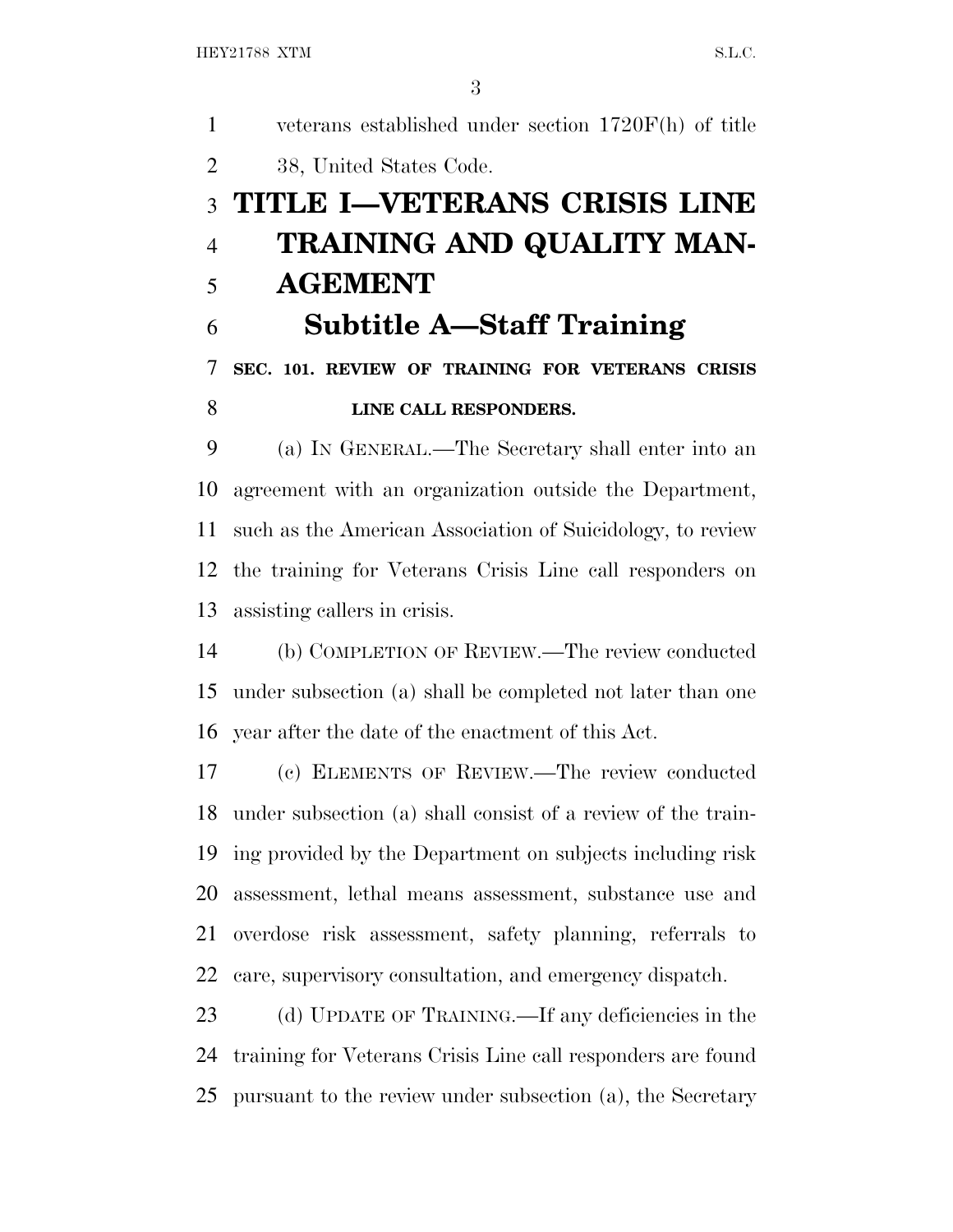veterans established under section 1720F(h) of title 38, United States Code.

# TITLE I—VETERANS CRISIS LINE TRAINING AND QUALITY MANAGEMENT

## Subtitle A—Staff Training

### SEC. 101. REVIEW OF TRAINING FOR VETERANS CRISIS LINE CALL RESPONDERS.

(a) IN GENERAL.—The Secretary shall enter into an agreement with an organization outside the Department, such as the American Association of Suicidology, to review the training for Veterans Crisis Line call responders on assisting callers in crisis.

(b) COMPLETION OF REVIEW.—The review conducted under subsection (a) shall be completed not later than one year after the date of the enactment of this Act.

(c) ELEMENTS OF REVIEW.—The review conducted under subsection (a) shall consist of a review of the training provided by the Department on subjects including risk assessment, lethal means assessment, substance use and overdose risk assessment, safety planning, referrals to care, supervisory consultation, and emergency dispatch.

(d) UPDATE OF TRAINING.—If any deficiencies in the training for Veterans Crisis Line call responders are found pursuant to the review under subsection (a), the Secretary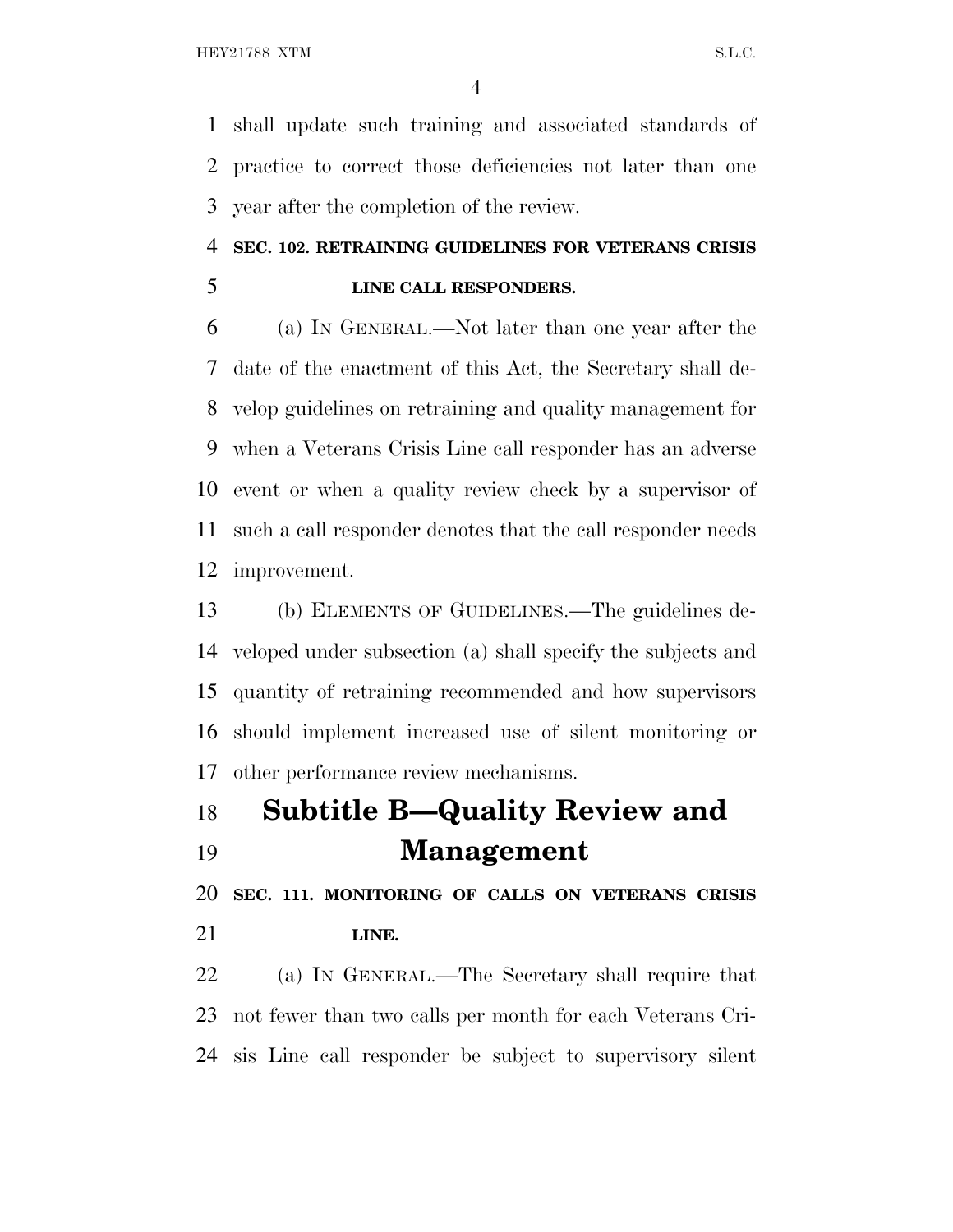shall update such training and associated standards of practice to correct those deficiencies not later than one year after the completion of the review.

### SEC. 102. RETRAINING GUIDELINES FOR VETERANS CRISIS LINE CALL RESPONDERS.

(a) IN GENERAL.—Not later than one year after the date of the enactment of this Act, the Secretary shall develop guidelines on retraining and quality management for when a Veterans Crisis Line call responder has an adverse event or when a quality review check by a supervisor of such a call responder denotes that the call responder needs improvement.

(b) ELEMENTS OF GUIDELINES.—The guidelines developed under subsection (a) shall specify the subjects and quantity of retraining recommended and how supervisors should implement increased use of silent monitoring or other performance review mechanisms.

## Subtitle B—Quality Review and Management

### SEC. 111. MONITORING OF CALLS ON VETERANS CRISIS LINE.

(a) IN GENERAL.—The Secretary shall require that not fewer than two calls per month for each Veterans Crisis Line call responder be subject to supervisory silent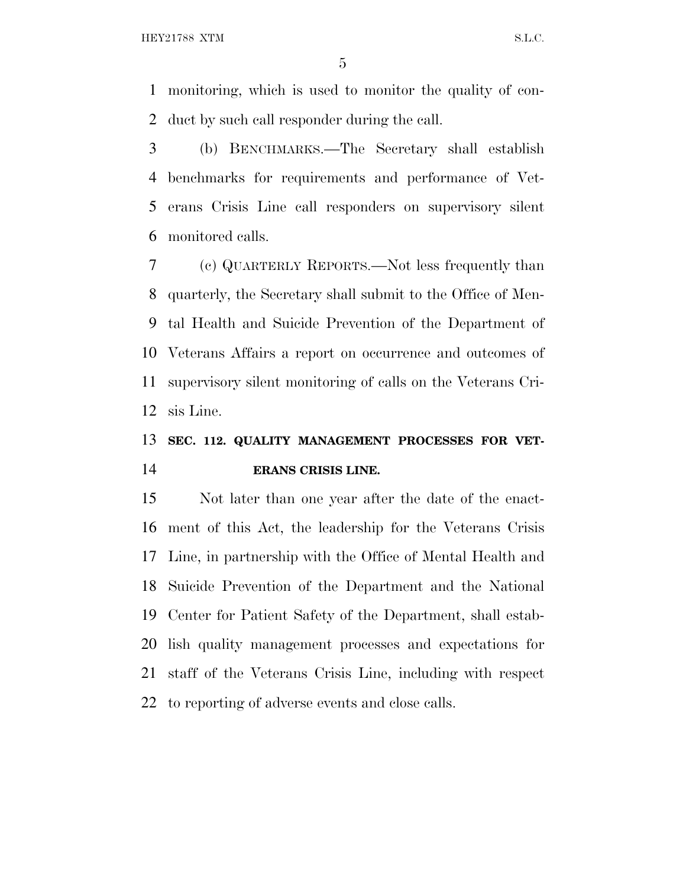monitoring, which is used to monitor the quality of conduct by such call responder during the call.

(b) BENCHMARKS.—The Secretary shall establish benchmarks for requirements and performance of Veterans Crisis Line call responders on supervisory silent monitored calls.

(c) QUARTERLY REPORTS.—Not less frequently than quarterly, the Secretary shall submit to the Office of Mental Health and Suicide Prevention of the Department of Veterans Affairs a report on occurrence and outcomes of supervisory silent monitoring of calls on the Veterans Crisis Line.

**SEC. 112. QUALITY MANAGEMENT PROCESSES FOR VETERANS CRISIS LINE.**

Not later than one year after the date of the enactment of this Act, the leadership for the Veterans Crisis Line, in partnership with the Office of Mental Health and Suicide Prevention of the Department and the National Center for Patient Safety of the Department, shall establish quality management processes and expectations for staff of the Veterans Crisis Line, including with respect to reporting of adverse events and close calls.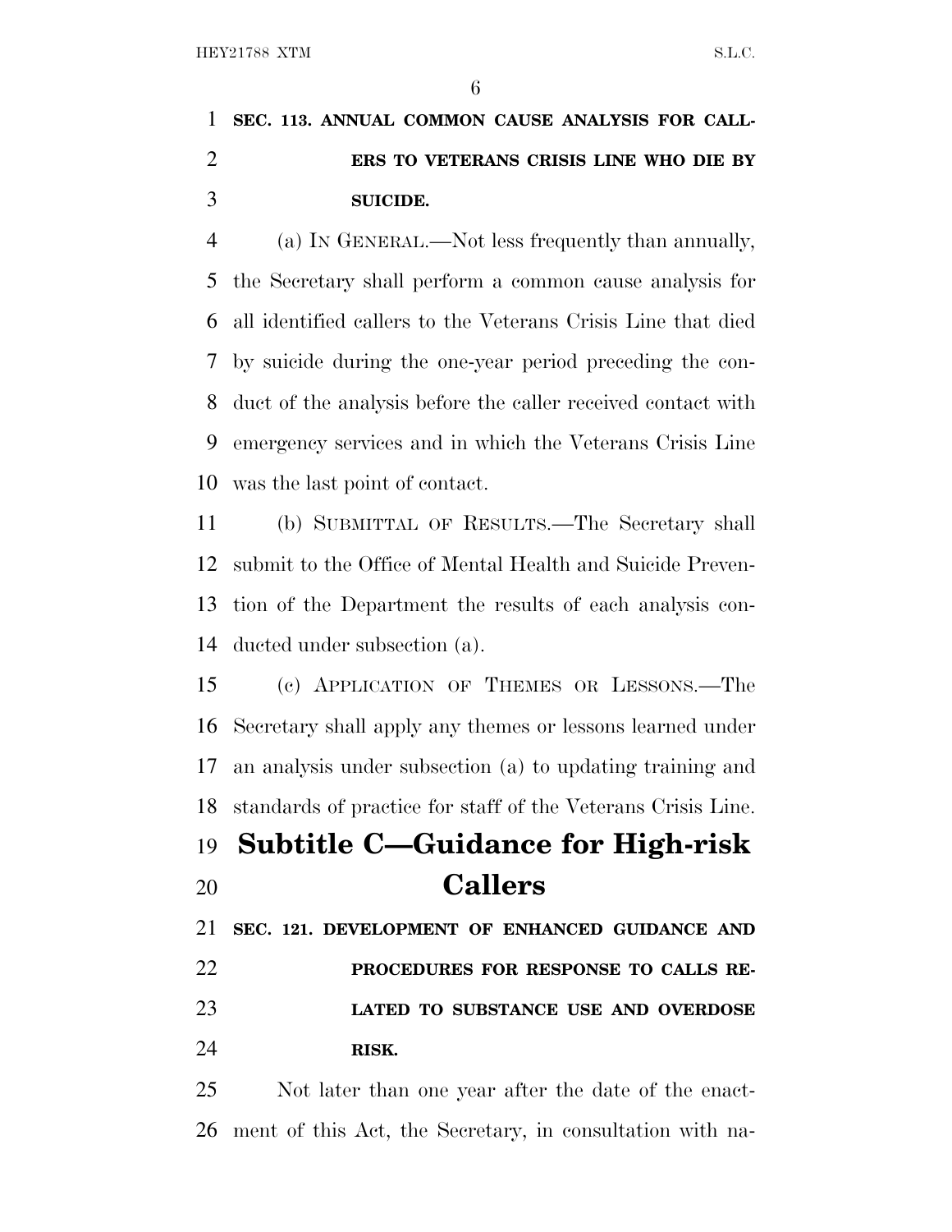### SEC. 113. ANNUAL COMMON CAUSE ANALYSIS FOR CALLERS TO VETERANS CRISIS LINE WHO DIE BY SUICIDE.

(a) IN GENERAL.—Not less frequently than annually, the Secretary shall perform a common cause analysis for all identified callers to the Veterans Crisis Line that died by suicide during the one-year period preceding the conduct of the analysis before the caller received contact with emergency services and in which the Veterans Crisis Line was the last point of contact.

(b) SUBMITTAL OF RESULTS.—The Secretary shall submit to the Office of Mental Health and Suicide Prevention of the Department the results of each analysis conducted under subsection (a).

(c) APPLICATION OF THEMES OR LESSONS.—The Secretary shall apply any themes or lessons learned under an analysis under subsection (a) to updating training and standards of practice for staff of the Veterans Crisis Line.

## Subtitle C—Guidance for High-risk Callers

### SEC. 121. DEVELOPMENT OF ENHANCED GUIDANCE AND PROCEDURES FOR RESPONSE TO CALLS RELATED TO SUBSTANCE USE AND OVERDOSE RISK.

Not later than one year after the date of the enactment of this Act, the Secretary, in consultation with na-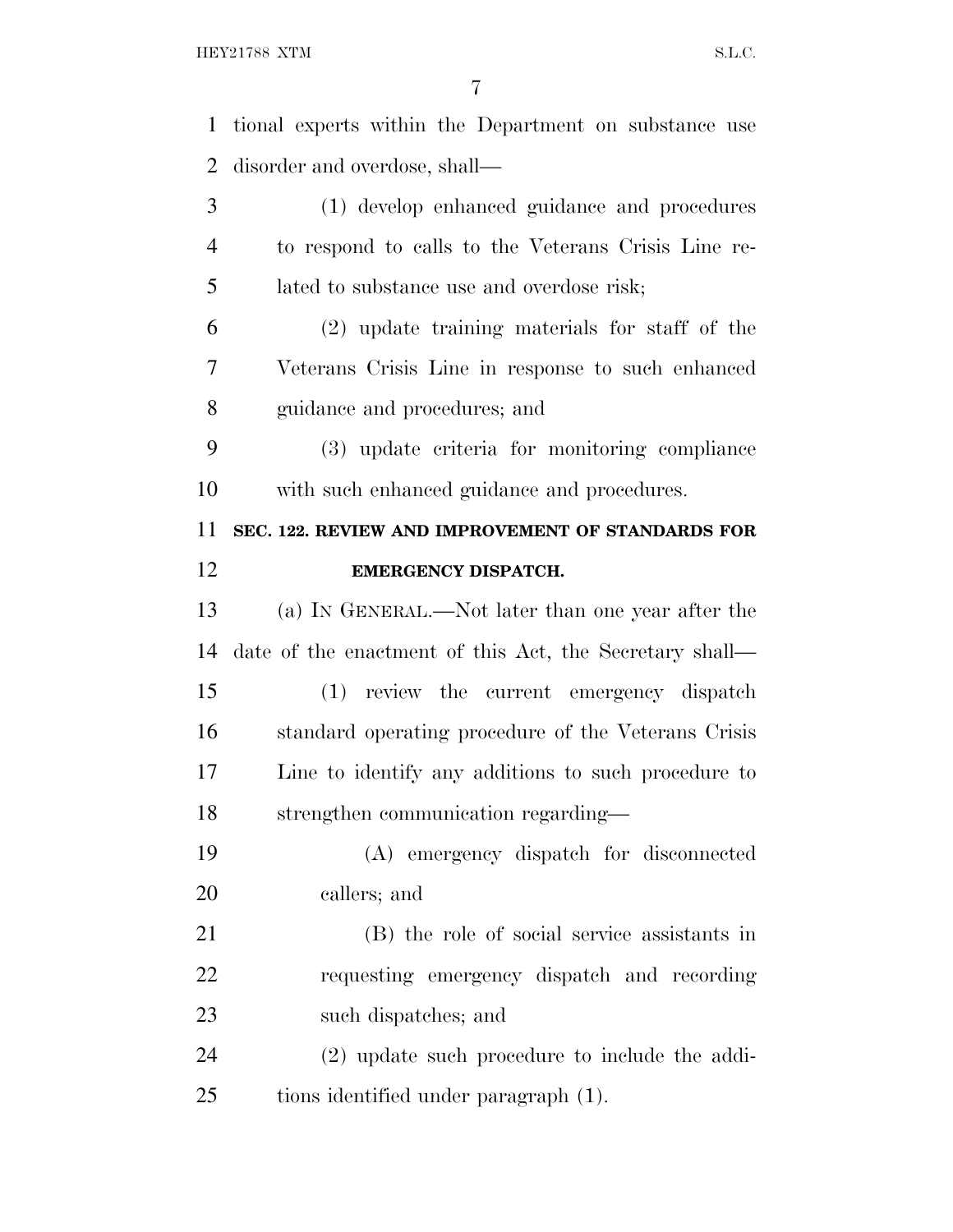tional experts within the Department on substance use disorder and overdose, shall—

(1) develop enhanced guidance and procedures to respond to calls to the Veterans Crisis Line related to substance use and overdose risk;

(2) update training materials for staff of the Veterans Crisis Line in response to such enhanced guidance and procedures; and

(3) update criteria for monitoring compliance with such enhanced guidance and procedures.

**SEC. 122. REVIEW AND IMPROVEMENT OF STANDARDS FOR EMERGENCY DISPATCH.**

(a) IN GENERAL.—Not later than one year after the date of the enactment of this Act, the Secretary shall—

(1) review the current emergency dispatch standard operating procedure of the Veterans Crisis Line to identify any additions to such procedure to strengthen communication regarding—

(A) emergency dispatch for disconnected callers; and

(B) the role of social service assistants in requesting emergency dispatch and recording such dispatches; and

(2) update such procedure to include the additions identified under paragraph (1).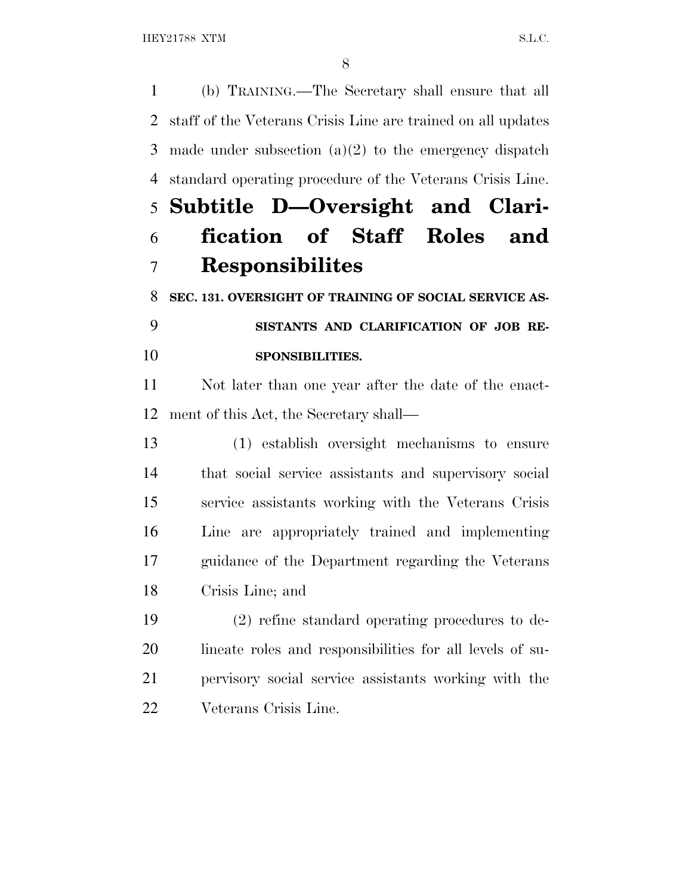(b) TRAINING.—The Secretary shall ensure that all staff of the Veterans Crisis Line are trained on all updates made under subsection (a)(2) to the emergency dispatch standard operating procedure of the Veterans Crisis Line.

## Subtitle D—Oversight and Clarification of Staff Roles and Responsibilites

### SEC. 131. OVERSIGHT OF TRAINING OF SOCIAL SERVICE ASSISTANTS AND CLARIFICATION OF JOB RESPONSIBILITIES.

Not later than one year after the date of the enactment of this Act, the Secretary shall—

(1) establish oversight mechanisms to ensure that social service assistants and supervisory social service assistants working with the Veterans Crisis Line are appropriately trained and implementing guidance of the Department regarding the Veterans Crisis Line; and

(2) refine standard operating procedures to delineate roles and responsibilities for all levels of supervisory social service assistants working with the Veterans Crisis Line.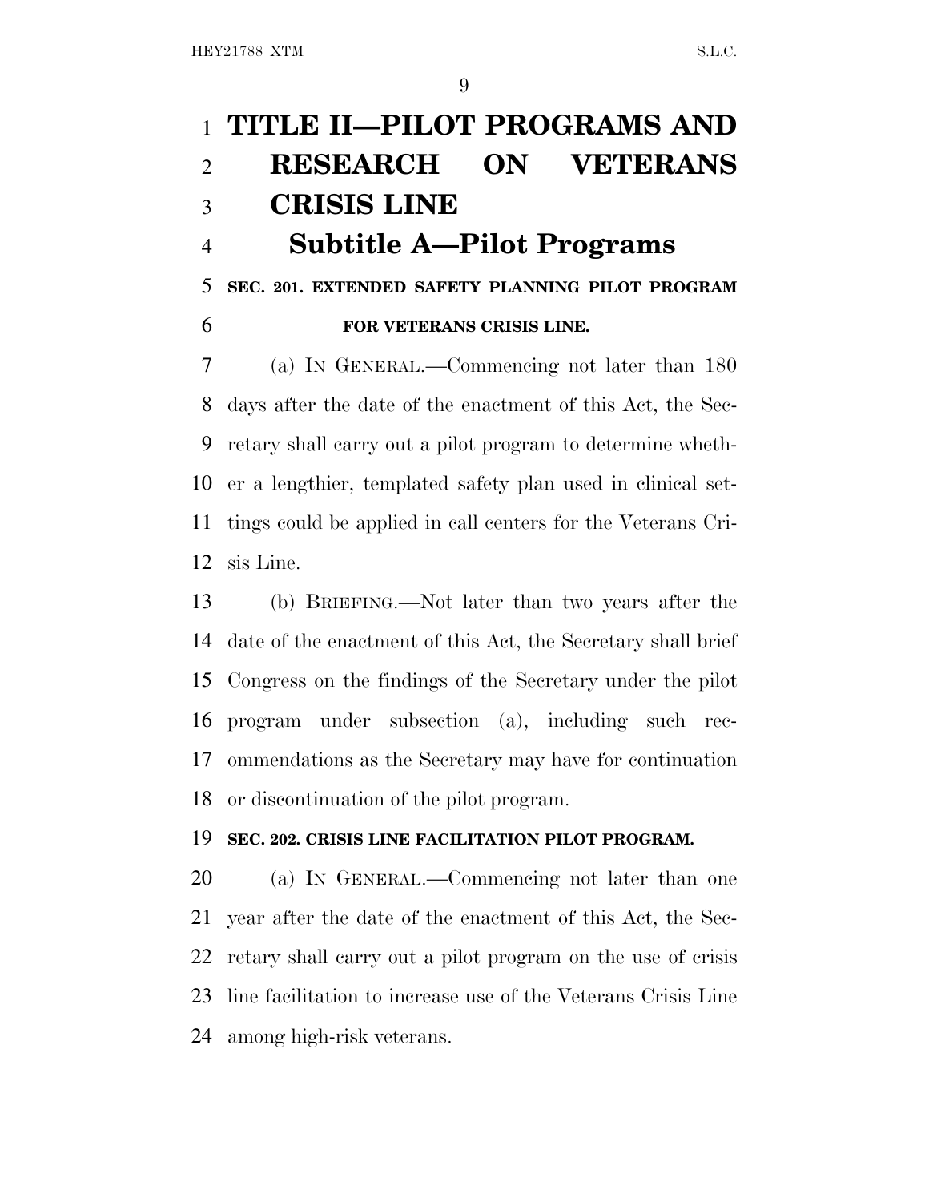# TITLE II—PILOT PROGRAMS AND RESEARCH ON VETERANS CRISIS LINE

## Subtitle A—Pilot Programs

### SEC. 201. EXTENDED SAFETY PLANNING PILOT PROGRAM FOR VETERANS CRISIS LINE.

(a) IN GENERAL.—Commencing not later than 180 days after the date of the enactment of this Act, the Secretary shall carry out a pilot program to determine whether a lengthier, templated safety plan used in clinical settings could be applied in call centers for the Veterans Crisis Line.

(b) BRIEFING.—Not later than two years after the date of the enactment of this Act, the Secretary shall brief Congress on the findings of the Secretary under the pilot program under subsection (a), including such recommendations as the Secretary may have for continuation or discontinuation of the pilot program.

### SEC. 202. CRISIS LINE FACILITATION PILOT PROGRAM.

(a) IN GENERAL.—Commencing not later than one year after the date of the enactment of this Act, the Secretary shall carry out a pilot program on the use of crisis line facilitation to increase use of the Veterans Crisis Line among high-risk veterans.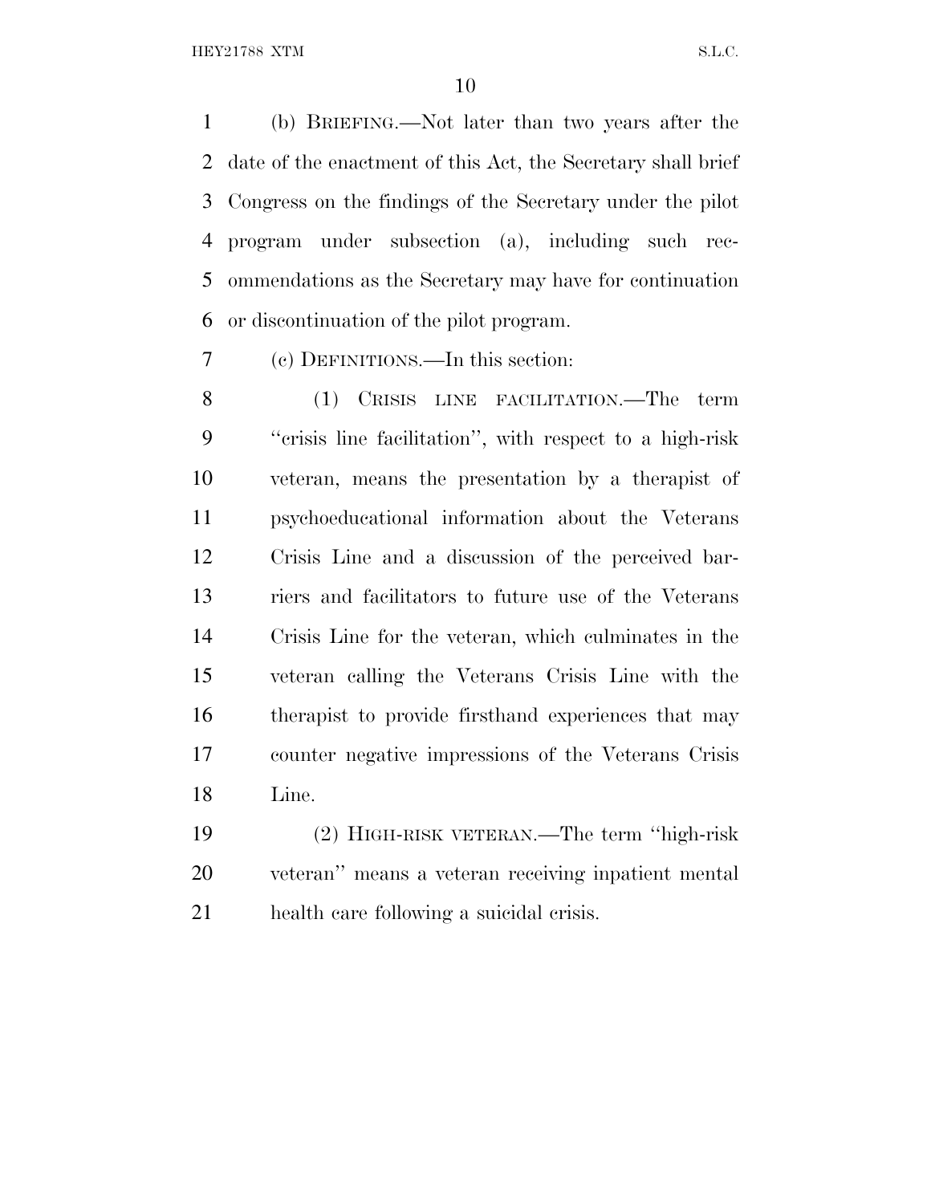(b) BRIEFING.—Not later than two years after the date of the enactment of this Act, the Secretary shall brief Congress on the findings of the Secretary under the pilot program under subsection (a), including such recommendations as the Secretary may have for continuation or discontinuation of the pilot program.

(c) DEFINITIONS.—In this section:

(1) CRISIS LINE FACILITATION.—The term ''crisis line facilitation'', with respect to a high-risk veteran, means the presentation by a therapist of psychoeducational information about the Veterans Crisis Line and a discussion of the perceived barriers and facilitators to future use of the Veterans Crisis Line for the veteran, which culminates in the veteran calling the Veterans Crisis Line with the therapist to provide firsthand experiences that may counter negative impressions of the Veterans Crisis Line.

(2) HIGH-RISK VETERAN.—The term ''high-risk veteran'' means a veteran receiving inpatient mental health care following a suicidal crisis.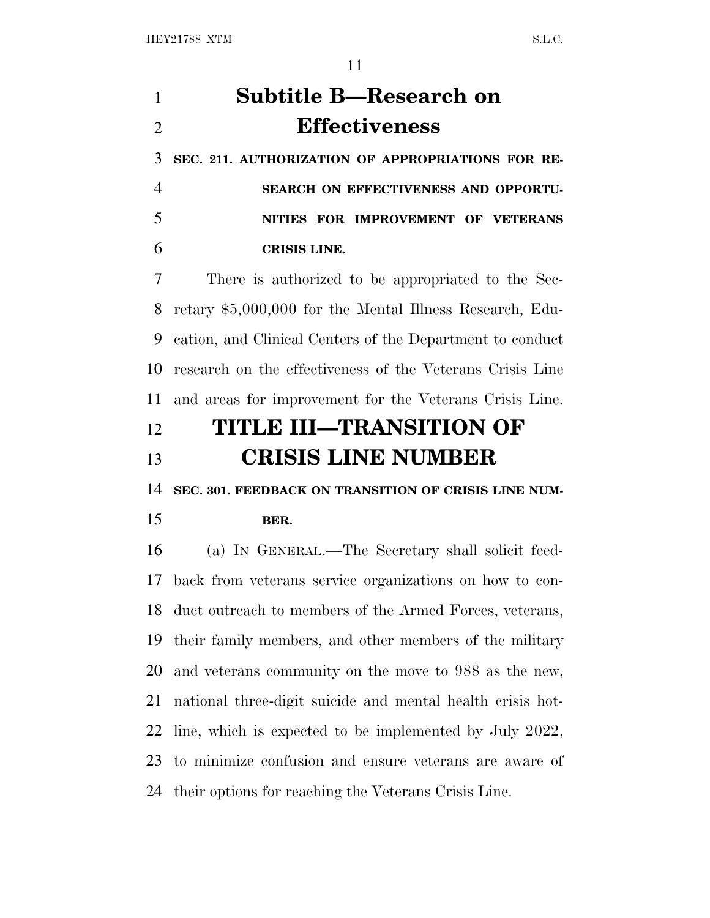## Subtitle B—Research on Effectiveness

**SEC. 211. AUTHORIZATION OF APPROPRIATIONS FOR RESEARCH ON EFFECTIVENESS AND OPPORTUNITIES FOR IMPROVEMENT OF VETERANS CRISIS LINE.**

There is authorized to be appropriated to the Secretary $5,000,000 for the Mental Illness Research, Education, and Clinical Centers of the Department to conduct research on the effectiveness of the Veterans Crisis Line and areas for improvement for the Veterans Crisis Line.

# TITLE III—TRANSITION OF CRISIS LINE NUMBER

**SEC. 301. FEEDBACK ON TRANSITION OF CRISIS LINE NUMBER.**

(a) IN GENERAL.—The Secretary shall solicit feedback from veterans service organizations on how to conduct outreach to members of the Armed Forces, veterans, their family members, and other members of the military and veterans community on the move to 988 as the new, national three-digit suicide and mental health crisis hotline, which is expected to be implemented by July 2022, to minimize confusion and ensure veterans are aware of their options for reaching the Veterans Crisis Line.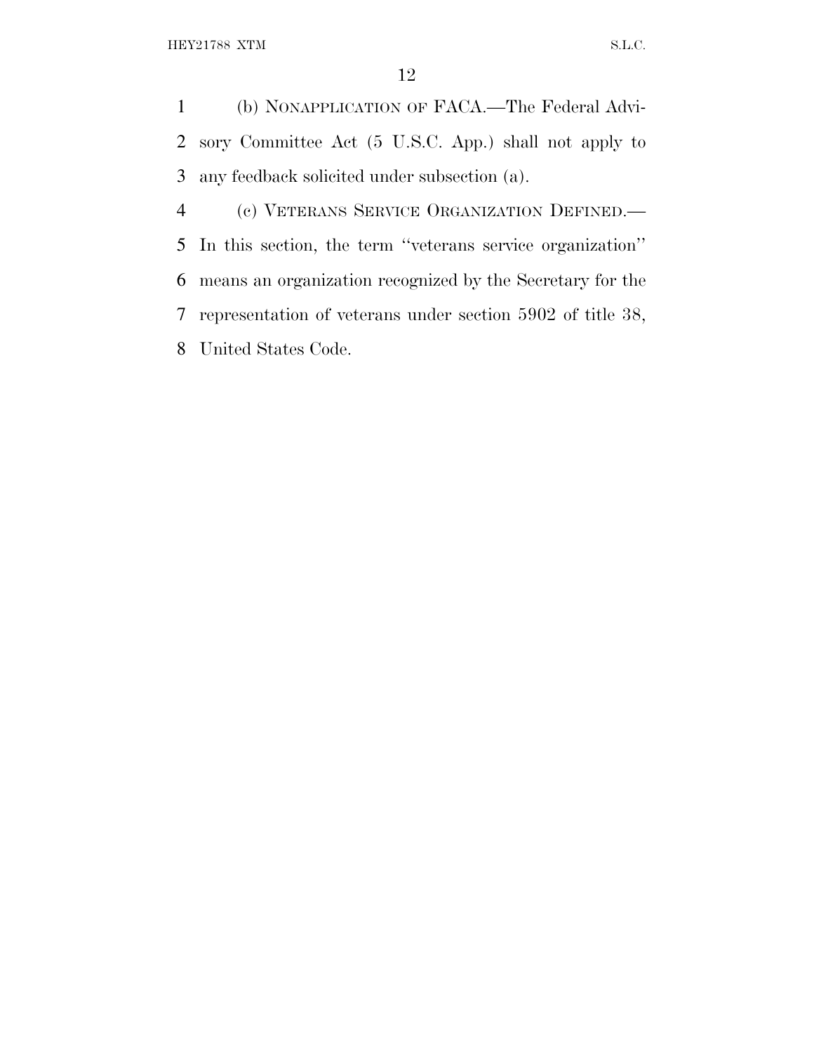(b) NONAPPLICATION OF FACA.—The Federal Advisory Committee Act (5 U.S.C. App.) shall not apply to any feedback solicited under subsection (a).

(c) VETERANS SERVICE ORGANIZATION DEFINED.—In this section, the term ''veterans service organization'' means an organization recognized by the Secretary for the representation of veterans under section 5902 of title 38, United States Code.